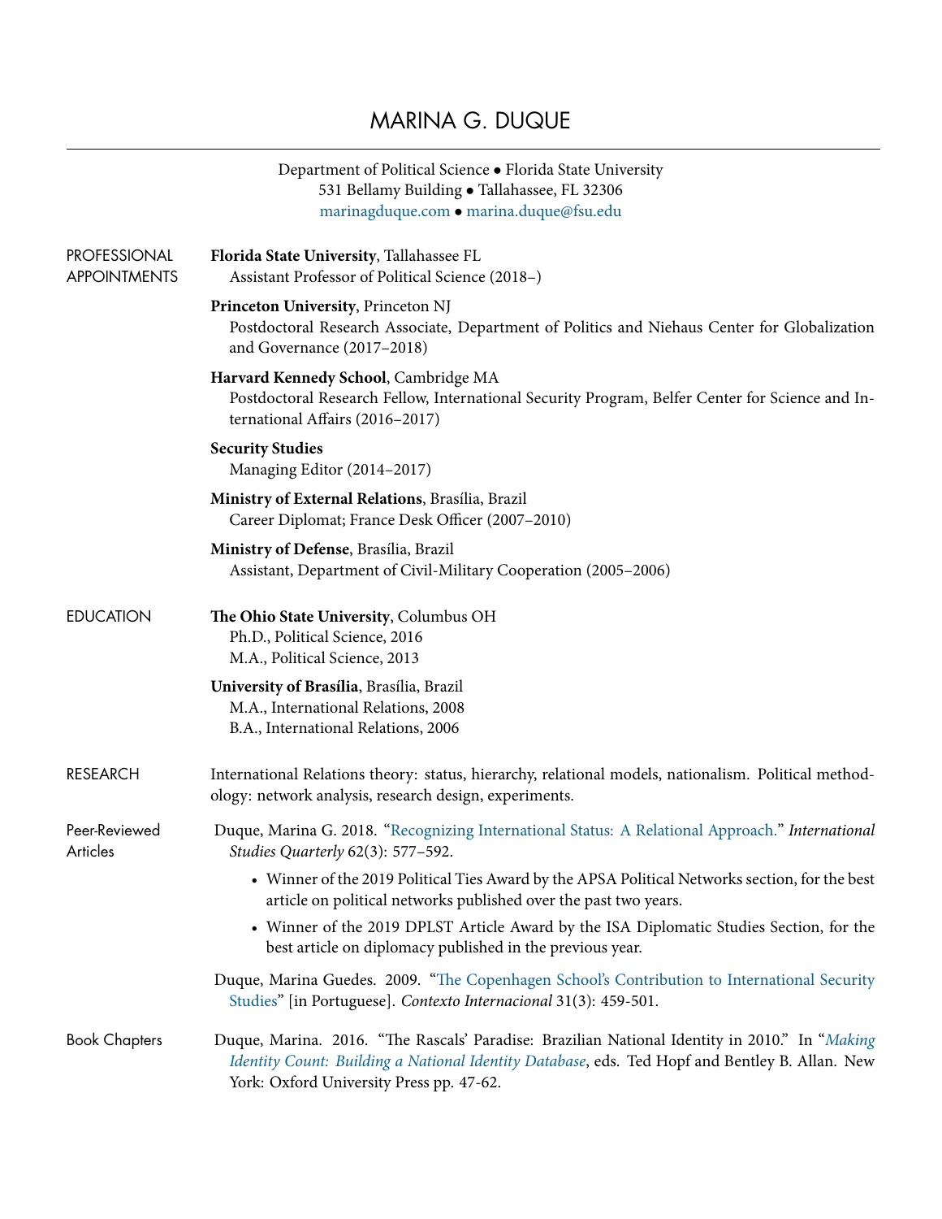# MARINA G. DUQUE

Department of Political Science • Florida State University
531 Bellamy Building • Tallahassee, FL 32306
marinagduque.com • marina.duque@fsu.edu

## PROFESSIONAL APPOINTMENTS

**Florida State University**, Tallahassee FL
Assistant Professor of Political Science (2018–)

**Princeton University**, Princeton NJ
Postdoctoral Research Associate, Department of Politics and Niehaus Center for Globalization and Governance (2017–2018)

**Harvard Kennedy School**, Cambridge MA
Postdoctoral Research Fellow, International Security Program, Belfer Center for Science and International Affairs (2016–2017)

**Security Studies**
Managing Editor (2014–2017)

**Ministry of External Relations**, Brasília, Brazil
Career Diplomat; France Desk Officer (2007–2010)

**Ministry of Defense**, Brasília, Brazil
Assistant, Department of Civil-Military Cooperation (2005–2006)

## EDUCATION

**The Ohio State University**, Columbus OH
Ph.D., Political Science, 2016
M.A., Political Science, 2013

**University of Brasília**, Brasília, Brazil
M.A., International Relations, 2008
B.A., International Relations, 2006

## RESEARCH

International Relations theory: status, hierarchy, relational models, nationalism. Political methodology: network analysis, research design, experiments.

### Peer-Reviewed Articles

Duque, Marina G. 2018. "Recognizing International Status: A Relational Approach." *International Studies Quarterly* 62(3): 577–592.

- Winner of the 2019 Political Ties Award by the APSA Political Networks section, for the best article on political networks published over the past two years.
- Winner of the 2019 DPLST Article Award by the ISA Diplomatic Studies Section, for the best article on diplomacy published in the previous year.

Duque, Marina Guedes. 2009. "The Copenhagen School's Contribution to International Security Studies" [in Portuguese]. *Contexto Internacional* 31(3): 459-501.

### Book Chapters

Duque, Marina. 2016. "The Rascals' Paradise: Brazilian National Identity in 2010." In "*Making Identity Count: Building a National Identity Database*, eds. Ted Hopf and Bentley B. Allan. New York: Oxford University Press pp. 47-62.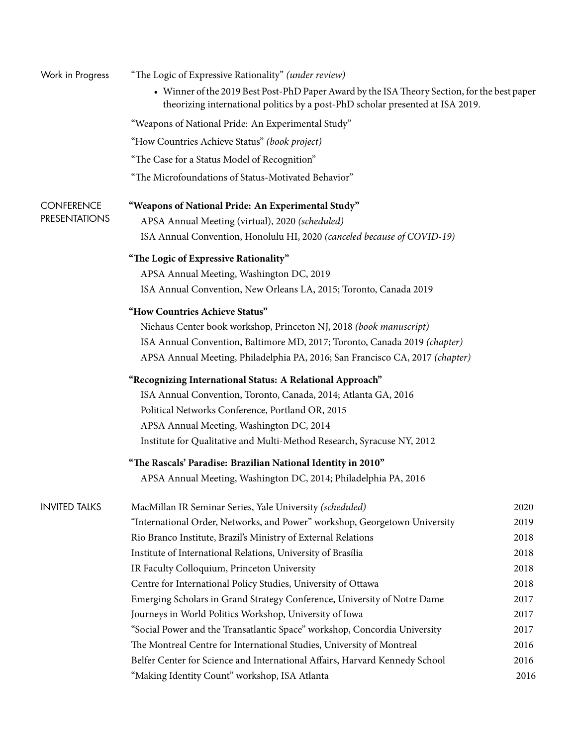## Work in Progress

"The Logic of Expressive Rationality" *(under review)*

- Winner of the 2019 Best Post-PhD Paper Award by the ISA Theory Section, for the best paper theorizing international politics by a post-PhD scholar presented at ISA 2019.

"Weapons of National Pride: An Experimental Study"

"How Countries Achieve Status" *(book project)*

"The Case for a Status Model of Recognition"

"The Microfoundations of Status-Motivated Behavior"

## CONFERENCE PRESENTATIONS

**"Weapons of National Pride: An Experimental Study"**
APSA Annual Meeting (virtual), 2020 *(scheduled)*
ISA Annual Convention, Honolulu HI, 2020 *(canceled because of COVID-19)*

**"The Logic of Expressive Rationality"**
APSA Annual Meeting, Washington DC, 2019
ISA Annual Convention, New Orleans LA, 2015; Toronto, Canada 2019

**"How Countries Achieve Status"**
Niehaus Center book workshop, Princeton NJ, 2018 *(book manuscript)*
ISA Annual Convention, Baltimore MD, 2017; Toronto, Canada 2019 *(chapter)*
APSA Annual Meeting, Philadelphia PA, 2016; San Francisco CA, 2017 *(chapter)*

**"Recognizing International Status: A Relational Approach"**
ISA Annual Convention, Toronto, Canada, 2014; Atlanta GA, 2016
Political Networks Conference, Portland OR, 2015
APSA Annual Meeting, Washington DC, 2014
Institute for Qualitative and Multi-Method Research, Syracuse NY, 2012

**"The Rascals' Paradise: Brazilian National Identity in 2010"**
APSA Annual Meeting, Washington DC, 2014; Philadelphia PA, 2016

## INVITED TALKS

| | |
|---|---|
| MacMillan IR Seminar Series, Yale University *(scheduled)* | 2020 |
| "International Order, Networks, and Power" workshop, Georgetown University | 2019 |
| Rio Branco Institute, Brazil's Ministry of External Relations | 2018 |
| Institute of International Relations, University of Brasília | 2018 |
| IR Faculty Colloquium, Princeton University | 2018 |
| Centre for International Policy Studies, University of Ottawa | 2018 |
| Emerging Scholars in Grand Strategy Conference, University of Notre Dame | 2017 |
| Journeys in World Politics Workshop, University of Iowa | 2017 |
| "Social Power and the Transatlantic Space" workshop, Concordia University | 2017 |
| The Montreal Centre for International Studies, University of Montreal | 2016 |
| Belfer Center for Science and International Affairs, Harvard Kennedy School | 2016 |
| "Making Identity Count" workshop, ISA Atlanta | 2016 |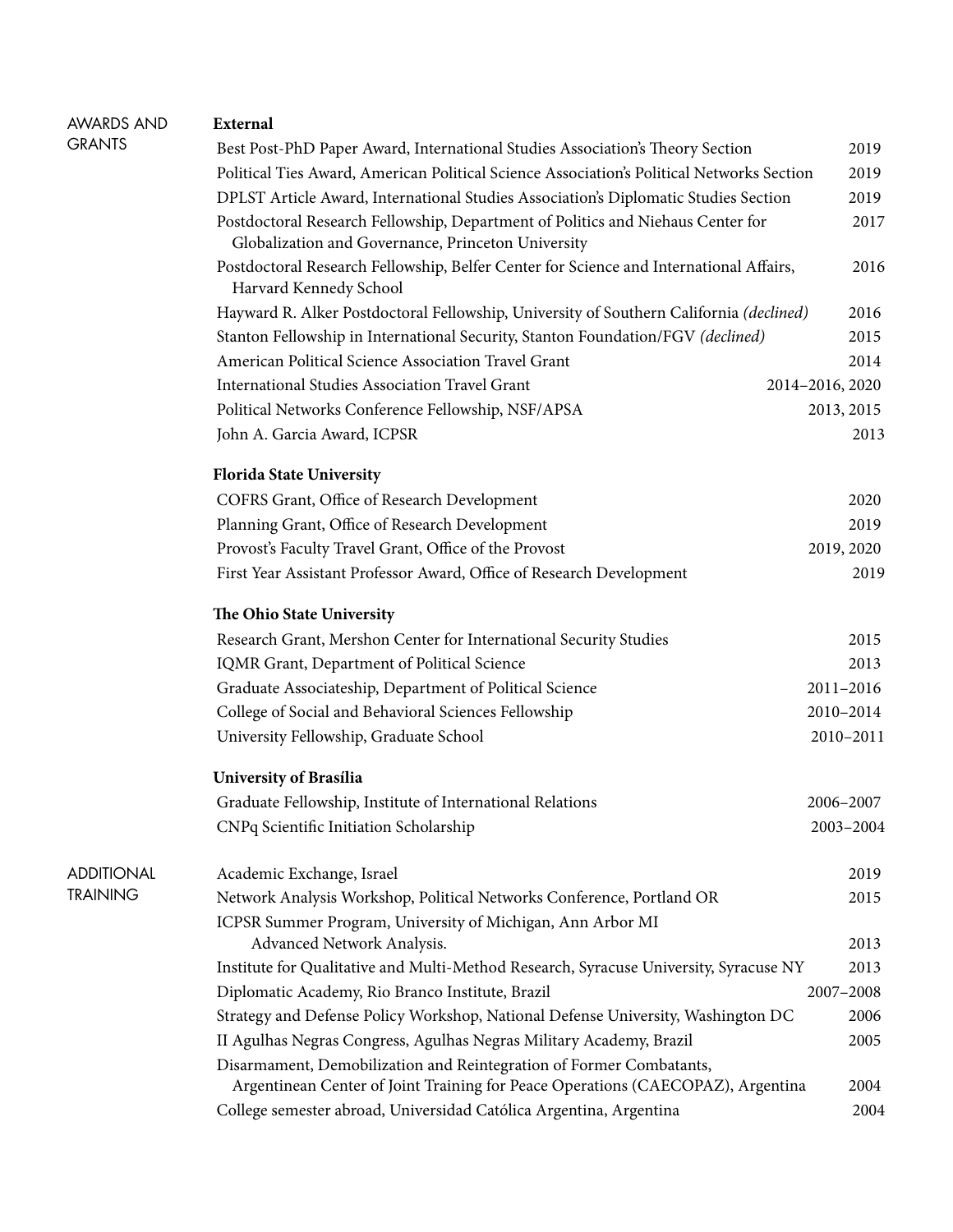## AWARDS AND GRANTS

### External

- Best Post-PhD Paper Award, International Studies Association's Theory Section — 2019
- Political Ties Award, American Political Science Association's Political Networks Section — 2019
- DPLST Article Award, International Studies Association's Diplomatic Studies Section — 2019
- Postdoctoral Research Fellowship, Department of Politics and Niehaus Center for Globalization and Governance, Princeton University — 2017
- Postdoctoral Research Fellowship, Belfer Center for Science and International Affairs, Harvard Kennedy School — 2016
- Hayward R. Alker Postdoctoral Fellowship, University of Southern California *(declined)* — 2016
- Stanton Fellowship in International Security, Stanton Foundation/FGV *(declined)* — 2015
- American Political Science Association Travel Grant — 2014
- International Studies Association Travel Grant — 2014–2016, 2020
- Political Networks Conference Fellowship, NSF/APSA — 2013, 2015
- John A. Garcia Award, ICPSR — 2013

### Florida State University

- COFRS Grant, Office of Research Development — 2020
- Planning Grant, Office of Research Development — 2019
- Provost's Faculty Travel Grant, Office of the Provost — 2019, 2020
- First Year Assistant Professor Award, Office of Research Development — 2019

### The Ohio State University

- Research Grant, Mershon Center for International Security Studies — 2015
- IQMR Grant, Department of Political Science — 2013
- Graduate Associateship, Department of Political Science — 2011–2016
- College of Social and Behavioral Sciences Fellowship — 2010–2014
- University Fellowship, Graduate School — 2010–2011

### University of Brasília

- Graduate Fellowship, Institute of International Relations — 2006–2007
- CNPq Scientific Initiation Scholarship — 2003–2004

## ADDITIONAL TRAINING

- Academic Exchange, Israel — 2019
- Network Analysis Workshop, Political Networks Conference, Portland OR — 2015
- ICPSR Summer Program, University of Michigan, Ann Arbor MI
  Advanced Network Analysis. — 2013
- Institute for Qualitative and Multi-Method Research, Syracuse University, Syracuse NY — 2013
- Diplomatic Academy, Rio Branco Institute, Brazil — 2007–2008
- Strategy and Defense Policy Workshop, National Defense University, Washington DC — 2006
- II Agulhas Negras Congress, Agulhas Negras Military Academy, Brazil — 2005
- Disarmament, Demobilization and Reintegration of Former Combatants, Argentinean Center of Joint Training for Peace Operations (CAECOPAZ), Argentina — 2004
- College semester abroad, Universidad Católica Argentina, Argentina — 2004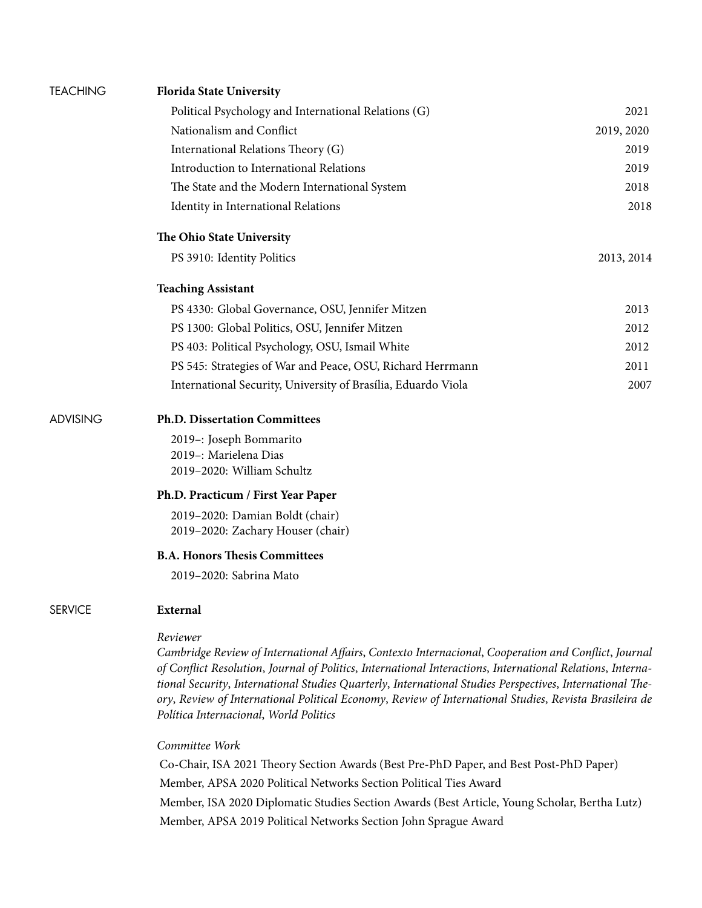## TEACHING

### Florida State University

| Course | Year |
|---|---|
| Political Psychology and International Relations (G) | 2021 |
| Nationalism and Conflict | 2019, 2020 |
| International Relations Theory (G) | 2019 |
| Introduction to International Relations | 2019 |
| The State and the Modern International System | 2018 |
| Identity in International Relations | 2018 |

### The Ohio State University

| Course | Year |
|---|---|
| PS 3910: Identity Politics | 2013, 2014 |

### Teaching Assistant

| Course | Year |
|---|---|
| PS 4330: Global Governance, OSU, Jennifer Mitzen | 2013 |
| PS 1300: Global Politics, OSU, Jennifer Mitzen | 2012 |
| PS 403: Political Psychology, OSU, Ismail White | 2012 |
| PS 545: Strategies of War and Peace, OSU, Richard Herrmann | 2011 |
| International Security, University of Brasília, Eduardo Viola | 2007 |

## ADVISING

### Ph.D. Dissertation Committees

2019–: Joseph Bommarito
2019–: Marielena Dias
2019–2020: William Schultz

### Ph.D. Practicum / First Year Paper

2019–2020: Damian Boldt (chair)
2019–2020: Zachary Houser (chair)

### B.A. Honors Thesis Committees

2019–2020: Sabrina Mato

## SERVICE

### External

*Reviewer*

*Cambridge Review of International Affairs*, *Contexto Internacional*, *Cooperation and Conflict*, *Journal of Conflict Resolution*, *Journal of Politics*, *International Interactions*, *International Relations*, *International Security*, *International Studies Quarterly*, *International Studies Perspectives*, *International Theory*, *Review of International Political Economy*, *Review of International Studies*, *Revista Brasileira de Política Internacional*, *World Politics*

*Committee Work*

Co-Chair, ISA 2021 Theory Section Awards (Best Pre-PhD Paper, and Best Post-PhD Paper)
Member, APSA 2020 Political Networks Section Political Ties Award
Member, ISA 2020 Diplomatic Studies Section Awards (Best Article, Young Scholar, Bertha Lutz)
Member, APSA 2019 Political Networks Section John Sprague Award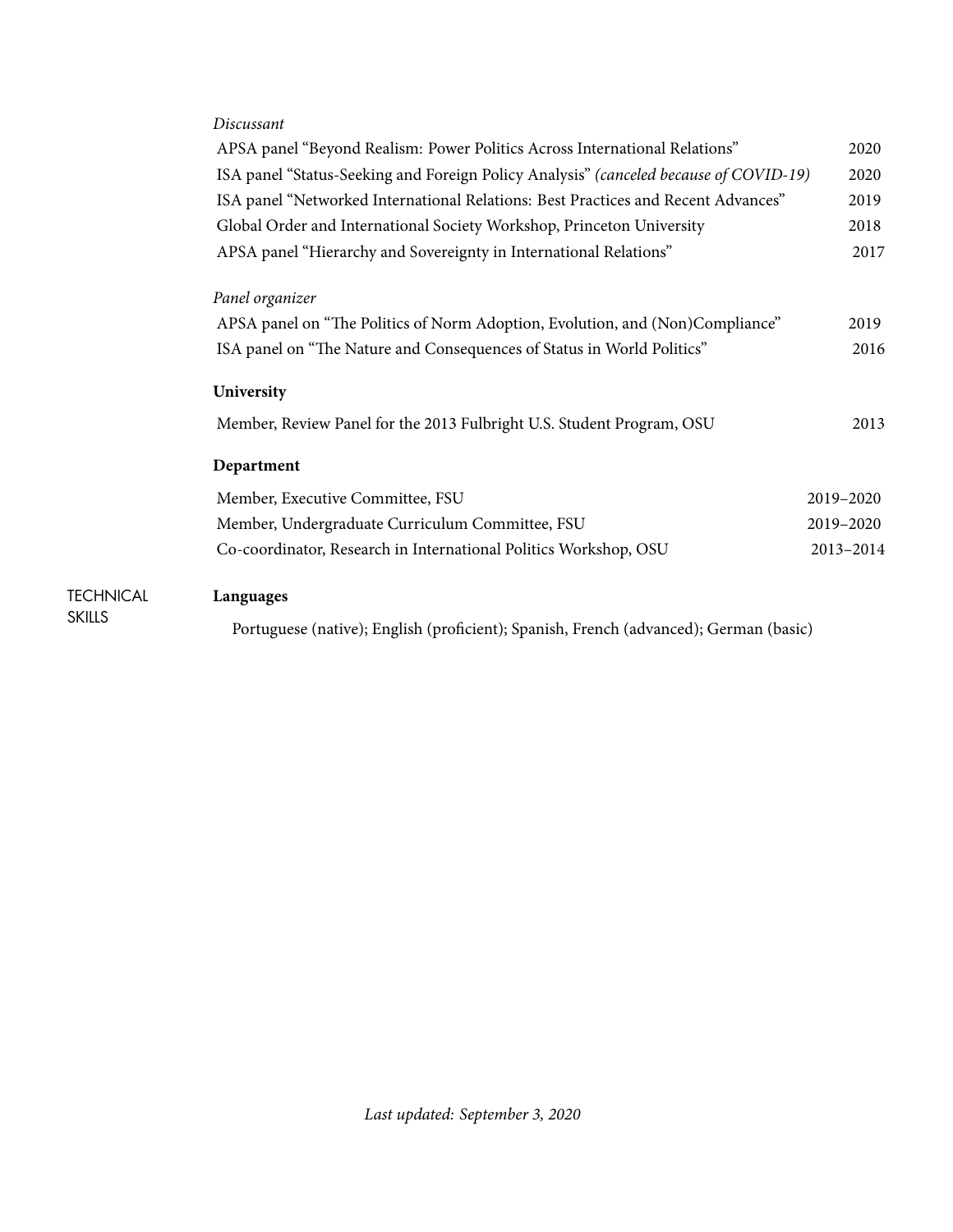*Discussant*

APSA panel "Beyond Realism: Power Politics Across International Relations" 2020

ISA panel "Status-Seeking and Foreign Policy Analysis" *(canceled because of COVID-19)* 2020

ISA panel "Networked International Relations: Best Practices and Recent Advances" 2019

Global Order and International Society Workshop, Princeton University 2018

APSA panel "Hierarchy and Sovereignty in International Relations" 2017

*Panel organizer*

APSA panel on "The Politics of Norm Adoption, Evolution, and (Non)Compliance" 2019

ISA panel on "The Nature and Consequences of Status in World Politics" 2016

**University**

Member, Review Panel for the 2013 Fulbright U.S. Student Program, OSU 2013

**Department**

Member, Executive Committee, FSU 2019–2020

Member, Undergraduate Curriculum Committee, FSU 2019–2020

Co-coordinator, Research in International Politics Workshop, OSU 2013–2014

## TECHNICAL SKILLS

**Languages**

Portuguese (native); English (proficient); Spanish, French (advanced); German (basic)

*Last updated: September 3, 2020*